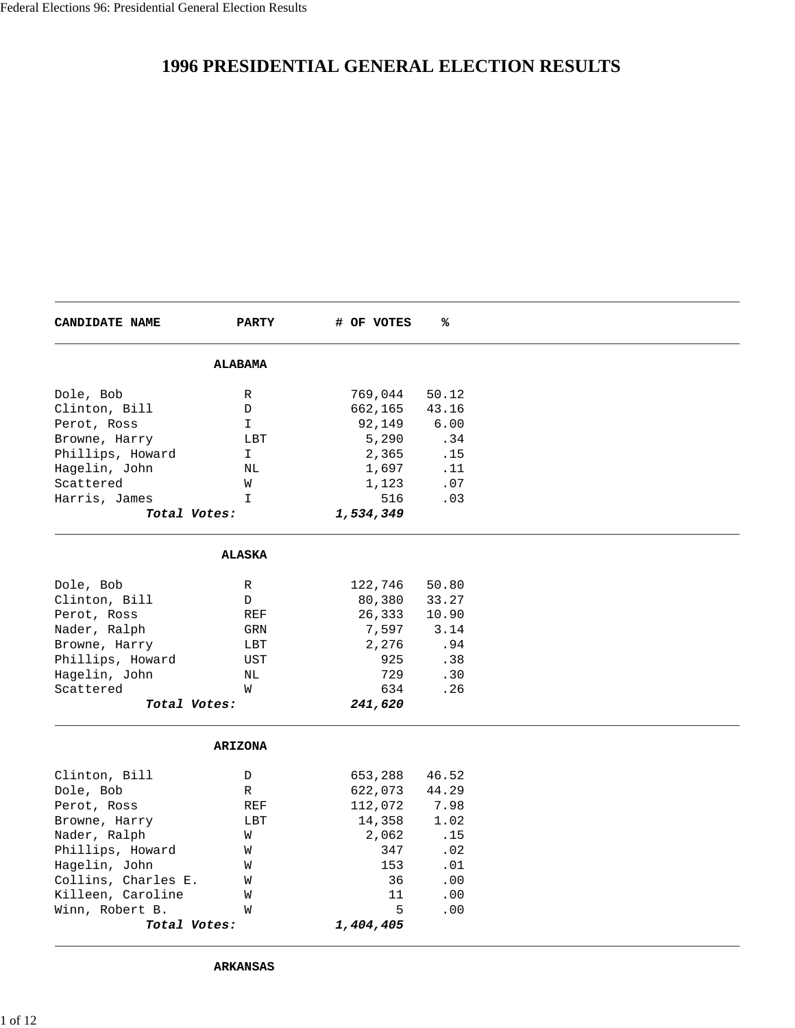# 1996 PRESIDENTIAL GENERAL ELECTION RESULTS

| CANDIDATE NAME | PARTY | # OF VOTES | % |
|---|---|---|---|
| | **ALABAMA** | | |
| Dole, Bob | R | 769,044 | 50.12 |
| Clinton, Bill | D | 662,165 | 43.16 |
| Perot, Ross | I | 92,149 | 6.00 |
| Browne, Harry | LBT | 5,290 | .34 |
| Phillips, Howard | I | 2,365 | .15 |
| Hagelin, John | NL | 1,697 | .11 |
| Scattered | W | 1,123 | .07 |
| Harris, James | I | 516 | .03 |
| ***Total Votes:*** | | ***1,534,349*** | |
| | **ALASKA** | | |
| Dole, Bob | R | 122,746 | 50.80 |
| Clinton, Bill | D | 80,380 | 33.27 |
| Perot, Ross | REF | 26,333 | 10.90 |
| Nader, Ralph | GRN | 7,597 | 3.14 |
| Browne, Harry | LBT | 2,276 | .94 |
| Phillips, Howard | UST | 925 | .38 |
| Hagelin, John | NL | 729 | .30 |
| Scattered | W | 634 | .26 |
| ***Total Votes:*** | | ***241,620*** | |
| | **ARIZONA** | | |
| Clinton, Bill | D | 653,288 | 46.52 |
| Dole, Bob | R | 622,073 | 44.29 |
| Perot, Ross | REF | 112,072 | 7.98 |
| Browne, Harry | LBT | 14,358 | 1.02 |
| Nader, Ralph | W | 2,062 | .15 |
| Phillips, Howard | W | 347 | .02 |
| Hagelin, John | W | 153 | .01 |
| Collins, Charles E. | W | 36 | .00 |
| Killeen, Caroline | W | 11 | .00 |
| Winn, Robert B. | W | 5 | .00 |
| ***Total Votes:*** | | ***1,404,405*** | |
| | **ARKANSAS** | | |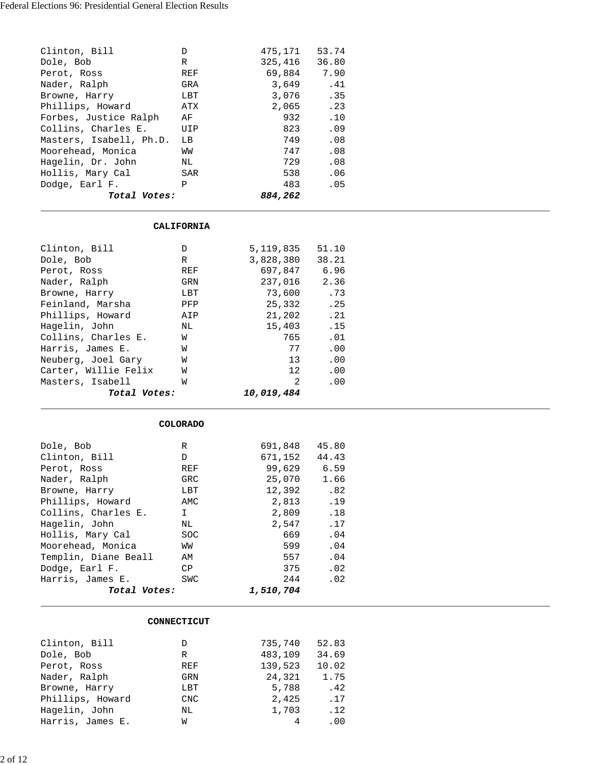| | | | |
|---|---|---|---|
| Clinton, Bill | D | 475,171 | 53.74 |
| Dole, Bob | R | 325,416 | 36.80 |
| Perot, Ross | REF | 69,884 | 7.90 |
| Nader, Ralph | GRA | 3,649 | .41 |
| Browne, Harry | LBT | 3,076 | .35 |
| Phillips, Howard | ATX | 2,065 | .23 |
| Forbes, Justice Ralph | AF | 932 | .10 |
| Collins, Charles E. | UIP | 823 | .09 |
| Masters, Isabell, Ph.D. | LB | 749 | .08 |
| Moorehead, Monica | WW | 747 | .08 |
| Hagelin, Dr. John | NL | 729 | .08 |
| Hollis, Mary Cal | SAR | 538 | .06 |
| Dodge, Earl F. | P | 483 | .05 |
| ***Total Votes:*** | | ***884,262*** | |

## CALIFORNIA

| | | | |
|---|---|---|---|
| Clinton, Bill | D | 5,119,835 | 51.10 |
| Dole, Bob | R | 3,828,380 | 38.21 |
| Perot, Ross | REF | 697,847 | 6.96 |
| Nader, Ralph | GRN | 237,016 | 2.36 |
| Browne, Harry | LBT | 73,600 | .73 |
| Feinland, Marsha | PFP | 25,332 | .25 |
| Phillips, Howard | AIP | 21,202 | .21 |
| Hagelin, John | NL | 15,403 | .15 |
| Collins, Charles E. | W | 765 | .01 |
| Harris, James E. | W | 77 | .00 |
| Neuberg, Joel Gary | W | 13 | .00 |
| Carter, Willie Felix | W | 12 | .00 |
| Masters, Isabell | W | 2 | .00 |
| ***Total Votes:*** | | ***10,019,484*** | |

## COLORADO

| | | | |
|---|---|---|---|
| Dole, Bob | R | 691,848 | 45.80 |
| Clinton, Bill | D | 671,152 | 44.43 |
| Perot, Ross | REF | 99,629 | 6.59 |
| Nader, Ralph | GRC | 25,070 | 1.66 |
| Browne, Harry | LBT | 12,392 | .82 |
| Phillips, Howard | AMC | 2,813 | .19 |
| Collins, Charles E. | I | 2,809 | .18 |
| Hagelin, John | NL | 2,547 | .17 |
| Hollis, Mary Cal | SOC | 669 | .04 |
| Moorehead, Monica | WW | 599 | .04 |
| Templin, Diane Beall | AM | 557 | .04 |
| Dodge, Earl F. | CP | 375 | .02 |
| Harris, James E. | SWC | 244 | .02 |
| ***Total Votes:*** | | ***1,510,704*** | |

## CONNECTICUT

| | | | |
|---|---|---|---|
| Clinton, Bill | D | 735,740 | 52.83 |
| Dole, Bob | R | 483,109 | 34.69 |
| Perot, Ross | REF | 139,523 | 10.02 |
| Nader, Ralph | GRN | 24,321 | 1.75 |
| Browne, Harry | LBT | 5,788 | .42 |
| Phillips, Howard | CNC | 2,425 | .17 |
| Hagelin, John | NL | 1,703 | .12 |
| Harris, James E. | W | 4 | .00 |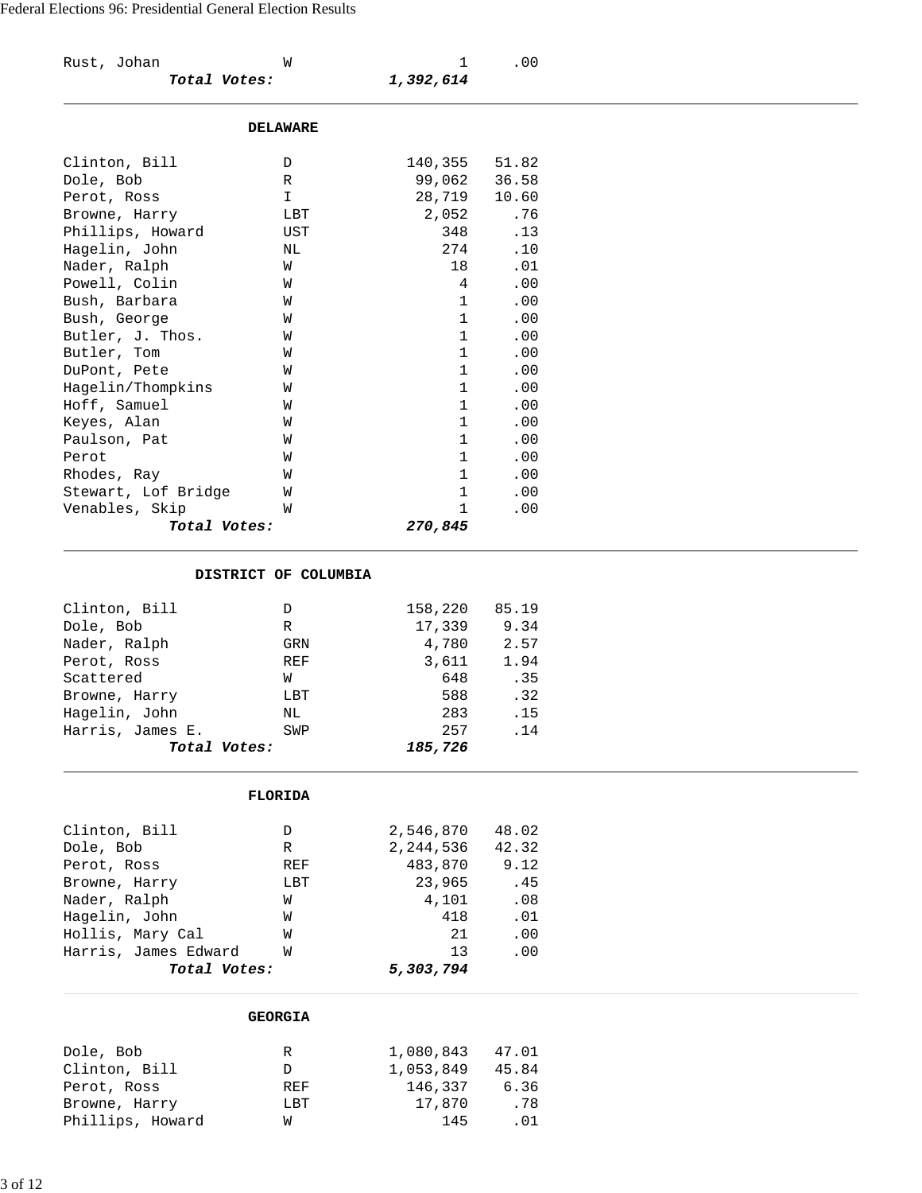| | | | |
|---|---|---|---|
| Rust, Johan | W | 1 | .00 |
| ***Total Votes:*** | | ***1,392,614*** | |

### DELAWARE

| | | | |
|---|---|---|---|
| Clinton, Bill | D | 140,355 | 51.82 |
| Dole, Bob | R | 99,062 | 36.58 |
| Perot, Ross | I | 28,719 | 10.60 |
| Browne, Harry | LBT | 2,052 | .76 |
| Phillips, Howard | UST | 348 | .13 |
| Hagelin, John | NL | 274 | .10 |
| Nader, Ralph | W | 18 | .01 |
| Powell, Colin | W | 4 | .00 |
| Bush, Barbara | W | 1 | .00 |
| Bush, George | W | 1 | .00 |
| Butler, J. Thos. | W | 1 | .00 |
| Butler, Tom | W | 1 | .00 |
| DuPont, Pete | W | 1 | .00 |
| Hagelin/Thompkins | W | 1 | .00 |
| Hoff, Samuel | W | 1 | .00 |
| Keyes, Alan | W | 1 | .00 |
| Paulson, Pat | W | 1 | .00 |
| Perot | W | 1 | .00 |
| Rhodes, Ray | W | 1 | .00 |
| Stewart, Lof Bridge | W | 1 | .00 |
| Venables, Skip | W | 1 | .00 |
| ***Total Votes:*** | | ***270,845*** | |

### DISTRICT OF COLUMBIA

| | | | |
|---|---|---|---|
| Clinton, Bill | D | 158,220 | 85.19 |
| Dole, Bob | R | 17,339 | 9.34 |
| Nader, Ralph | GRN | 4,780 | 2.57 |
| Perot, Ross | REF | 3,611 | 1.94 |
| Scattered | W | 648 | .35 |
| Browne, Harry | LBT | 588 | .32 |
| Hagelin, John | NL | 283 | .15 |
| Harris, James E. | SWP | 257 | .14 |
| ***Total Votes:*** | | ***185,726*** | |

### FLORIDA

| | | | |
|---|---|---|---|
| Clinton, Bill | D | 2,546,870 | 48.02 |
| Dole, Bob | R | 2,244,536 | 42.32 |
| Perot, Ross | REF | 483,870 | 9.12 |
| Browne, Harry | LBT | 23,965 | .45 |
| Nader, Ralph | W | 4,101 | .08 |
| Hagelin, John | W | 418 | .01 |
| Hollis, Mary Cal | W | 21 | .00 |
| Harris, James Edward | W | 13 | .00 |
| ***Total Votes:*** | | ***5,303,794*** | |

### GEORGIA

| | | | |
|---|---|---|---|
| Dole, Bob | R | 1,080,843 | 47.01 |
| Clinton, Bill | D | 1,053,849 | 45.84 |
| Perot, Ross | REF | 146,337 | 6.36 |
| Browne, Harry | LBT | 17,870 | .78 |
| Phillips, Howard | W | 145 | .01 |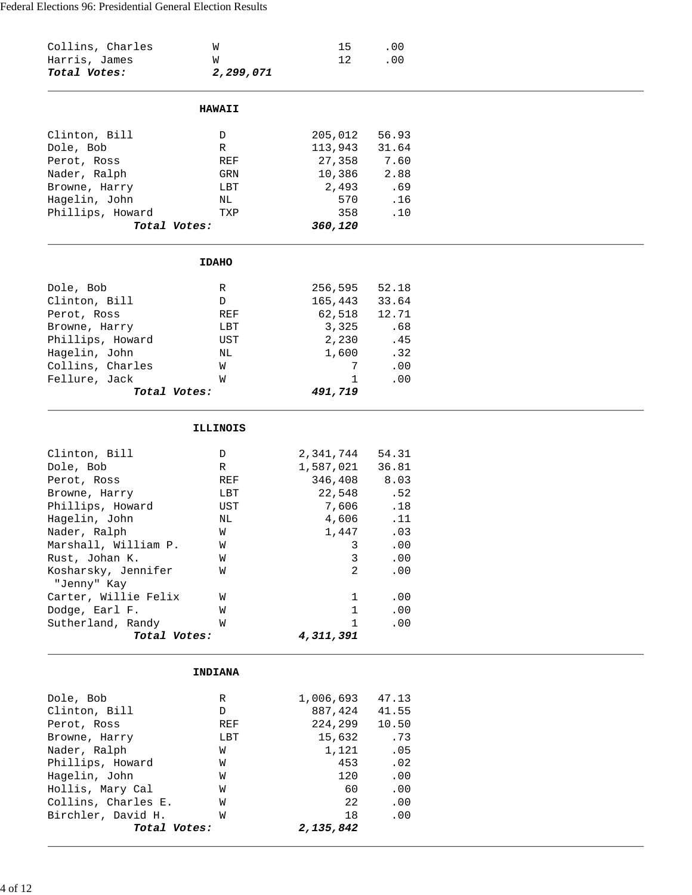| | | | |
|---|---|---|---|
| Collins, Charles | W | 15 | .00 |
| Harris, James | W | 12 | .00 |
| ***Total Votes:*** | ***2,299,071*** | | |

## HAWAII

| | | | |
|---|---|---|---|
| Clinton, Bill | D | 205,012 | 56.93 |
| Dole, Bob | R | 113,943 | 31.64 |
| Perot, Ross | REF | 27,358 | 7.60 |
| Nader, Ralph | GRN | 10,386 | 2.88 |
| Browne, Harry | LBT | 2,493 | .69 |
| Hagelin, John | NL | 570 | .16 |
| Phillips, Howard | TXP | 358 | .10 |
| ***Total Votes:*** | | ***360,120*** | |

## IDAHO

| | | | |
|---|---|---|---|
| Dole, Bob | R | 256,595 | 52.18 |
| Clinton, Bill | D | 165,443 | 33.64 |
| Perot, Ross | REF | 62,518 | 12.71 |
| Browne, Harry | LBT | 3,325 | .68 |
| Phillips, Howard | UST | 2,230 | .45 |
| Hagelin, John | NL | 1,600 | .32 |
| Collins, Charles | W | 7 | .00 |
| Fellure, Jack | W | 1 | .00 |
| ***Total Votes:*** | | ***491,719*** | |

## ILLINOIS

| | | | |
|---|---|---|---|
| Clinton, Bill | D | 2,341,744 | 54.31 |
| Dole, Bob | R | 1,587,021 | 36.81 |
| Perot, Ross | REF | 346,408 | 8.03 |
| Browne, Harry | LBT | 22,548 | .52 |
| Phillips, Howard | UST | 7,606 | .18 |
| Hagelin, John | NL | 4,606 | .11 |
| Nader, Ralph | W | 1,447 | .03 |
| Marshall, William P. | W | 3 | .00 |
| Rust, Johan K. | W | 3 | .00 |
| Kosharsky, Jennifer "Jenny" Kay | W | 2 | .00 |
| Carter, Willie Felix | W | 1 | .00 |
| Dodge, Earl F. | W | 1 | .00 |
| Sutherland, Randy | W | 1 | .00 |
| ***Total Votes:*** | | ***4,311,391*** | |

## INDIANA

| | | | |
|---|---|---|---|
| Dole, Bob | R | 1,006,693 | 47.13 |
| Clinton, Bill | D | 887,424 | 41.55 |
| Perot, Ross | REF | 224,299 | 10.50 |
| Browne, Harry | LBT | 15,632 | .73 |
| Nader, Ralph | W | 1,121 | .05 |
| Phillips, Howard | W | 453 | .02 |
| Hagelin, John | W | 120 | .00 |
| Hollis, Mary Cal | W | 60 | .00 |
| Collins, Charles E. | W | 22 | .00 |
| Birchler, David H. | W | 18 | .00 |
| ***Total Votes:*** | | ***2,135,842*** | |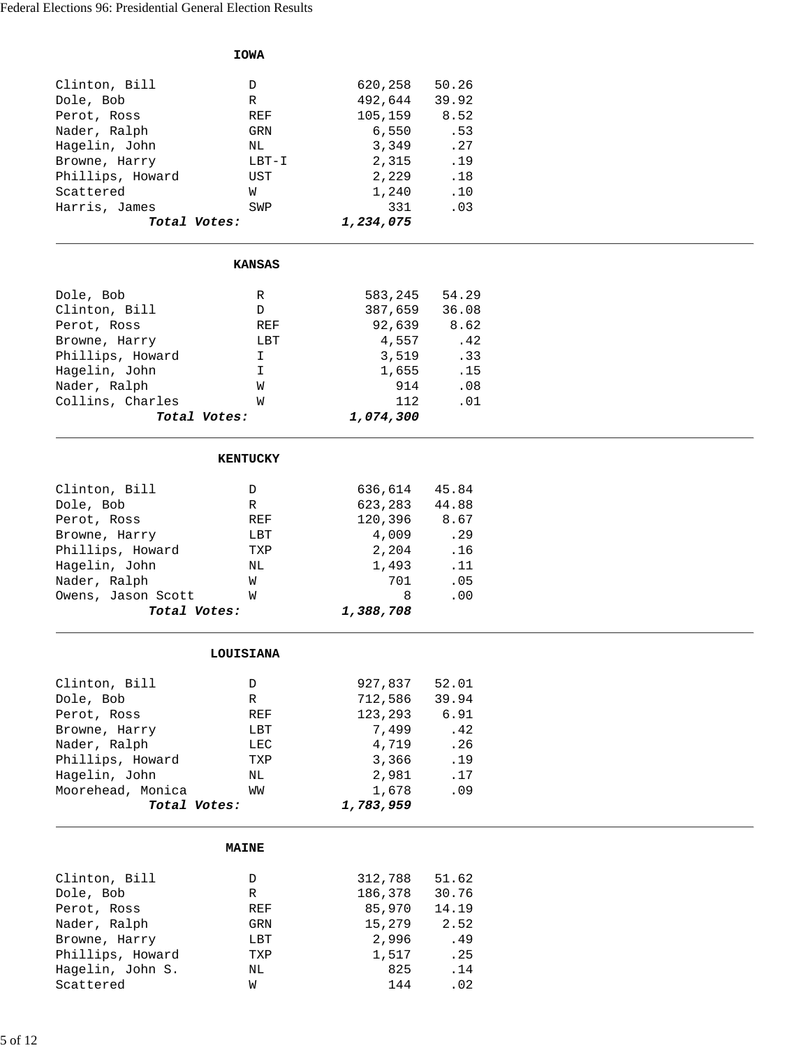### IOWA

| | | | |
|---|---|---|---|
| Clinton, Bill | D | 620,258 | 50.26 |
| Dole, Bob | R | 492,644 | 39.92 |
| Perot, Ross | REF | 105,159 | 8.52 |
| Nader, Ralph | GRN | 6,550 | .53 |
| Hagelin, John | NL | 3,349 | .27 |
| Browne, Harry | LBT-I | 2,315 | .19 |
| Phillips, Howard | UST | 2,229 | .18 |
| Scattered | W | 1,240 | .10 |
| Harris, James | SWP | 331 | .03 |
| ***Total Votes:*** | | ***1,234,075*** | |

### KANSAS

| | | | |
|---|---|---|---|
| Dole, Bob | R | 583,245 | 54.29 |
| Clinton, Bill | D | 387,659 | 36.08 |
| Perot, Ross | REF | 92,639 | 8.62 |
| Browne, Harry | LBT | 4,557 | .42 |
| Phillips, Howard | I | 3,519 | .33 |
| Hagelin, John | I | 1,655 | .15 |
| Nader, Ralph | W | 914 | .08 |
| Collins, Charles | W | 112 | .01 |
| ***Total Votes:*** | | ***1,074,300*** | |

### KENTUCKY

| | | | |
|---|---|---|---|
| Clinton, Bill | D | 636,614 | 45.84 |
| Dole, Bob | R | 623,283 | 44.88 |
| Perot, Ross | REF | 120,396 | 8.67 |
| Browne, Harry | LBT | 4,009 | .29 |
| Phillips, Howard | TXP | 2,204 | .16 |
| Hagelin, John | NL | 1,493 | .11 |
| Nader, Ralph | W | 701 | .05 |
| Owens, Jason Scott | W | 8 | .00 |
| ***Total Votes:*** | | ***1,388,708*** | |

### LOUISIANA

| | | | |
|---|---|---|---|
| Clinton, Bill | D | 927,837 | 52.01 |
| Dole, Bob | R | 712,586 | 39.94 |
| Perot, Ross | REF | 123,293 | 6.91 |
| Browne, Harry | LBT | 7,499 | .42 |
| Nader, Ralph | LEC | 4,719 | .26 |
| Phillips, Howard | TXP | 3,366 | .19 |
| Hagelin, John | NL | 2,981 | .17 |
| Moorehead, Monica | WW | 1,678 | .09 |
| ***Total Votes:*** | | ***1,783,959*** | |

### MAINE

| | | | |
|---|---|---|---|
| Clinton, Bill | D | 312,788 | 51.62 |
| Dole, Bob | R | 186,378 | 30.76 |
| Perot, Ross | REF | 85,970 | 14.19 |
| Nader, Ralph | GRN | 15,279 | 2.52 |
| Browne, Harry | LBT | 2,996 | .49 |
| Phillips, Howard | TXP | 1,517 | .25 |
| Hagelin, John S. | NL | 825 | .14 |
| Scattered | W | 144 | .02 |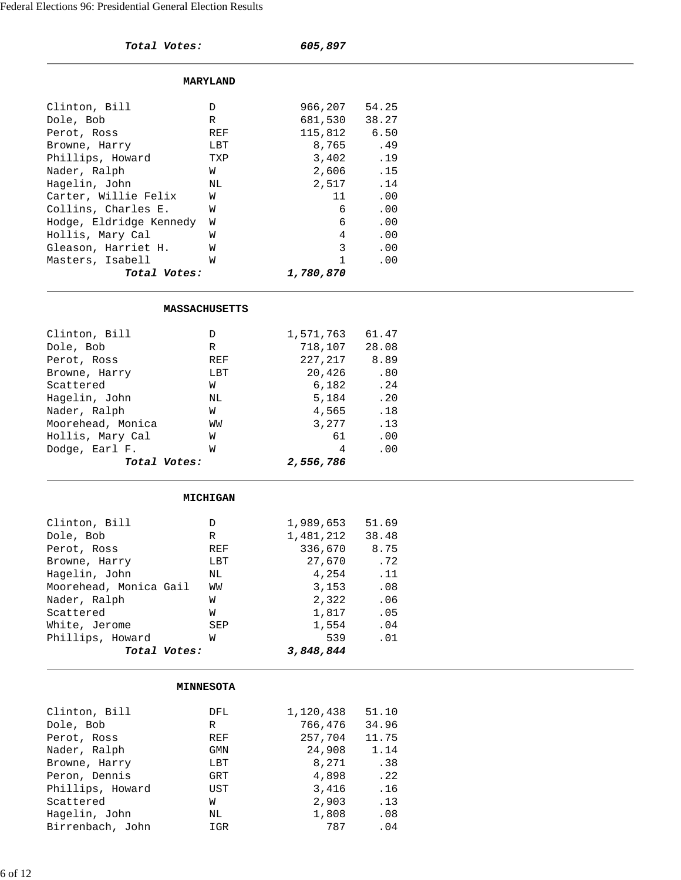**Total Votes: 605,897**

## MARYLAND

| | | | |
|---|---|---|---|
| Clinton, Bill | D | 966,207 | 54.25 |
| Dole, Bob | R | 681,530 | 38.27 |
| Perot, Ross | REF | 115,812 | 6.50 |
| Browne, Harry | LBT | 8,765 | .49 |
| Phillips, Howard | TXP | 3,402 | .19 |
| Nader, Ralph | W | 2,606 | .15 |
| Hagelin, John | NL | 2,517 | .14 |
| Carter, Willie Felix | W | 11 | .00 |
| Collins, Charles E. | W | 6 | .00 |
| Hodge, Eldridge Kennedy | W | 6 | .00 |
| Hollis, Mary Cal | W | 4 | .00 |
| Gleason, Harriet H. | W | 3 | .00 |
| Masters, Isabell | W | 1 | .00 |
| ***Total Votes:*** | | ***1,780,870*** | |

## MASSACHUSETTS

| | | | |
|---|---|---|---|
| Clinton, Bill | D | 1,571,763 | 61.47 |
| Dole, Bob | R | 718,107 | 28.08 |
| Perot, Ross | REF | 227,217 | 8.89 |
| Browne, Harry | LBT | 20,426 | .80 |
| Scattered | W | 6,182 | .24 |
| Hagelin, John | NL | 5,184 | .20 |
| Nader, Ralph | W | 4,565 | .18 |
| Moorehead, Monica | WW | 3,277 | .13 |
| Hollis, Mary Cal | W | 61 | .00 |
| Dodge, Earl F. | W | 4 | .00 |
| ***Total Votes:*** | | ***2,556,786*** | |

## MICHIGAN

| | | | |
|---|---|---|---|
| Clinton, Bill | D | 1,989,653 | 51.69 |
| Dole, Bob | R | 1,481,212 | 38.48 |
| Perot, Ross | REF | 336,670 | 8.75 |
| Browne, Harry | LBT | 27,670 | .72 |
| Hagelin, John | NL | 4,254 | .11 |
| Moorehead, Monica Gail | WW | 3,153 | .08 |
| Nader, Ralph | W | 2,322 | .06 |
| Scattered | W | 1,817 | .05 |
| White, Jerome | SEP | 1,554 | .04 |
| Phillips, Howard | W | 539 | .01 |
| ***Total Votes:*** | | ***3,848,844*** | |

## MINNESOTA

| | | | |
|---|---|---|---|
| Clinton, Bill | DFL | 1,120,438 | 51.10 |
| Dole, Bob | R | 766,476 | 34.96 |
| Perot, Ross | REF | 257,704 | 11.75 |
| Nader, Ralph | GMN | 24,908 | 1.14 |
| Browne, Harry | LBT | 8,271 | .38 |
| Peron, Dennis | GRT | 4,898 | .22 |
| Phillips, Howard | UST | 3,416 | .16 |
| Scattered | W | 2,903 | .13 |
| Hagelin, John | NL | 1,808 | .08 |
| Birrenbach, John | IGR | 787 | .04 |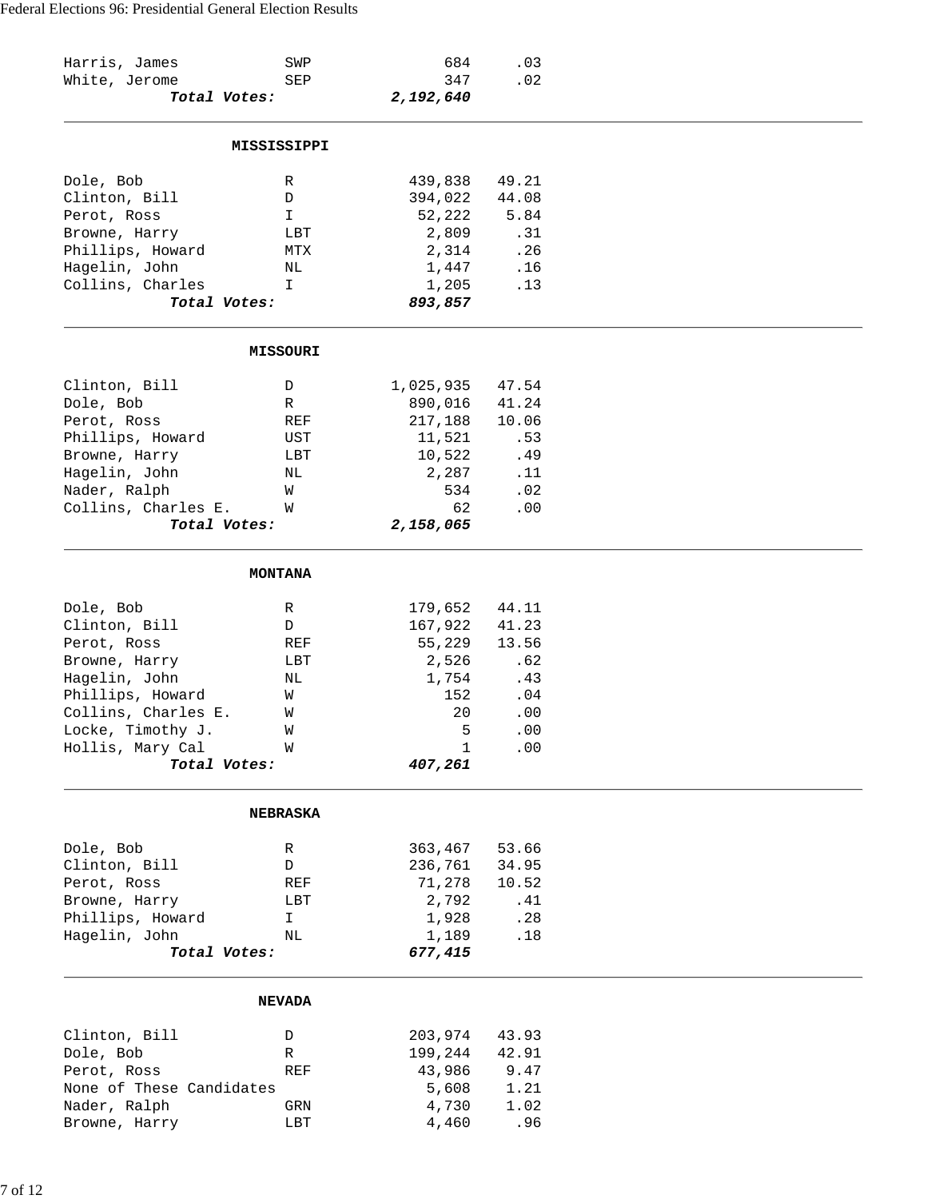| | | | |
|---|---|---|---|
| Harris, James | SWP | 684 | .03 |
| White, Jerome | SEP | 347 | .02 |
| ***Total Votes:*** | | ***2,192,640*** | |

### MISSISSIPPI

| | | | |
|---|---|---|---|
| Dole, Bob | R | 439,838 | 49.21 |
| Clinton, Bill | D | 394,022 | 44.08 |
| Perot, Ross | I | 52,222 | 5.84 |
| Browne, Harry | LBT | 2,809 | .31 |
| Phillips, Howard | MTX | 2,314 | .26 |
| Hagelin, John | NL | 1,447 | .16 |
| Collins, Charles | I | 1,205 | .13 |
| ***Total Votes:*** | | ***893,857*** | |

### MISSOURI

| | | | |
|---|---|---|---|
| Clinton, Bill | D | 1,025,935 | 47.54 |
| Dole, Bob | R | 890,016 | 41.24 |
| Perot, Ross | REF | 217,188 | 10.06 |
| Phillips, Howard | UST | 11,521 | .53 |
| Browne, Harry | LBT | 10,522 | .49 |
| Hagelin, John | NL | 2,287 | .11 |
| Nader, Ralph | W | 534 | .02 |
| Collins, Charles E. | W | 62 | .00 |
| ***Total Votes:*** | | ***2,158,065*** | |

### MONTANA

| | | | |
|---|---|---|---|
| Dole, Bob | R | 179,652 | 44.11 |
| Clinton, Bill | D | 167,922 | 41.23 |
| Perot, Ross | REF | 55,229 | 13.56 |
| Browne, Harry | LBT | 2,526 | .62 |
| Hagelin, John | NL | 1,754 | .43 |
| Phillips, Howard | W | 152 | .04 |
| Collins, Charles E. | W | 20 | .00 |
| Locke, Timothy J. | W | 5 | .00 |
| Hollis, Mary Cal | W | 1 | .00 |
| ***Total Votes:*** | | ***407,261*** | |

### NEBRASKA

| | | | |
|---|---|---|---|
| Dole, Bob | R | 363,467 | 53.66 |
| Clinton, Bill | D | 236,761 | 34.95 |
| Perot, Ross | REF | 71,278 | 10.52 |
| Browne, Harry | LBT | 2,792 | .41 |
| Phillips, Howard | I | 1,928 | .28 |
| Hagelin, John | NL | 1,189 | .18 |
| ***Total Votes:*** | | ***677,415*** | |

### NEVADA

| | | | |
|---|---|---|---|
| Clinton, Bill | D | 203,974 | 43.93 |
| Dole, Bob | R | 199,244 | 42.91 |
| Perot, Ross | REF | 43,986 | 9.47 |
| None of These Candidates | | 5,608 | 1.21 |
| Nader, Ralph | GRN | 4,730 | 1.02 |
| Browne, Harry | LBT | 4,460 | .96 |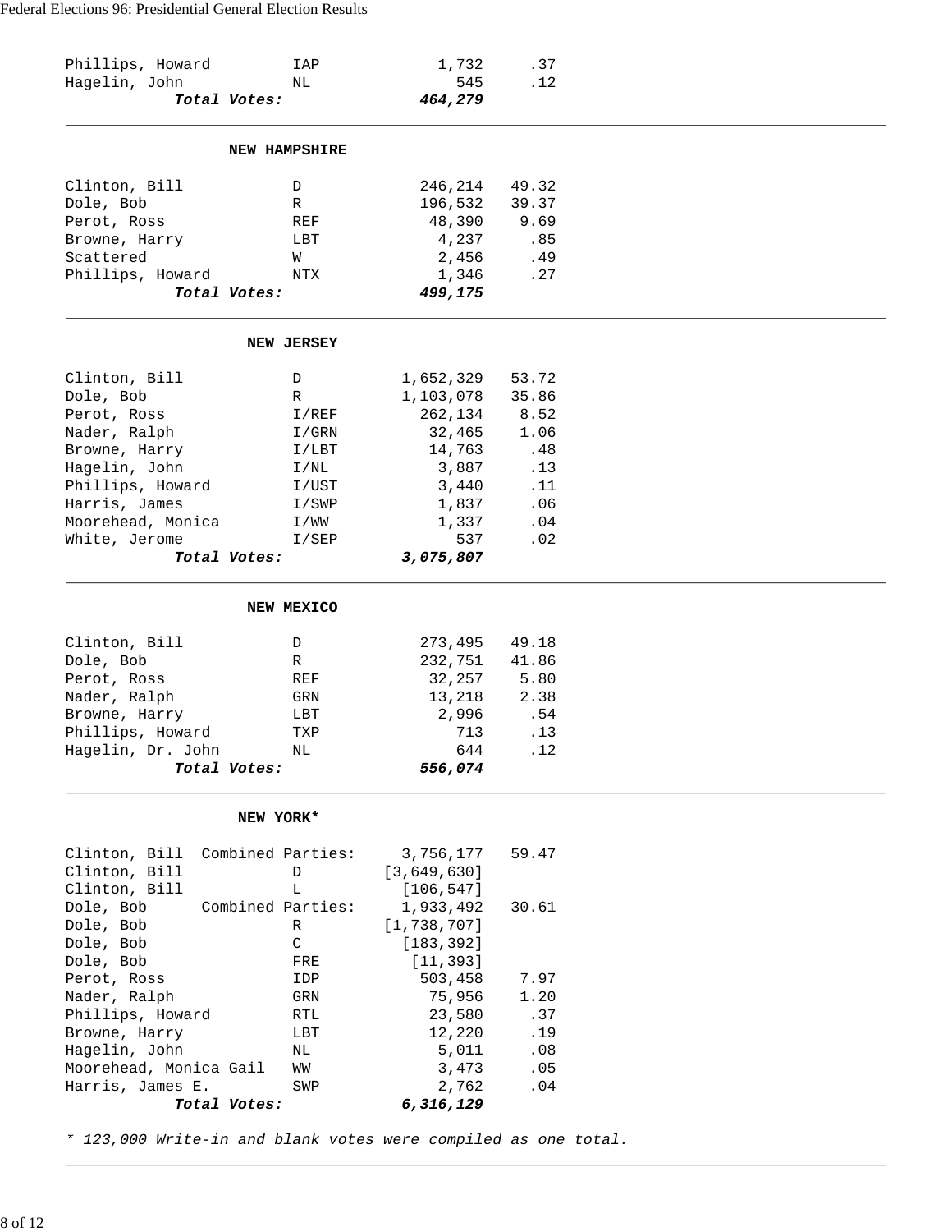| | | | |
|---|---|---|---|
| Phillips, Howard | IAP | 1,732 | .37 |
| Hagelin, John | NL | 545 | .12 |
| ***Total Votes:*** | | ***464,279*** | |

### NEW HAMPSHIRE

| | | | |
|---|---|---|---|
| Clinton, Bill | D | 246,214 | 49.32 |
| Dole, Bob | R | 196,532 | 39.37 |
| Perot, Ross | REF | 48,390 | 9.69 |
| Browne, Harry | LBT | 4,237 | .85 |
| Scattered | W | 2,456 | .49 |
| Phillips, Howard | NTX | 1,346 | .27 |
| ***Total Votes:*** | | ***499,175*** | |

### NEW JERSEY

| | | | |
|---|---|---|---|
| Clinton, Bill | D | 1,652,329 | 53.72 |
| Dole, Bob | R | 1,103,078 | 35.86 |
| Perot, Ross | I/REF | 262,134 | 8.52 |
| Nader, Ralph | I/GRN | 32,465 | 1.06 |
| Browne, Harry | I/LBT | 14,763 | .48 |
| Hagelin, John | I/NL | 3,887 | .13 |
| Phillips, Howard | I/UST | 3,440 | .11 |
| Harris, James | I/SWP | 1,837 | .06 |
| Moorehead, Monica | I/WW | 1,337 | .04 |
| White, Jerome | I/SEP | 537 | .02 |
| ***Total Votes:*** | | ***3,075,807*** | |

### NEW MEXICO

| | | | |
|---|---|---|---|
| Clinton, Bill | D | 273,495 | 49.18 |
| Dole, Bob | R | 232,751 | 41.86 |
| Perot, Ross | REF | 32,257 | 5.80 |
| Nader, Ralph | GRN | 13,218 | 2.38 |
| Browne, Harry | LBT | 2,996 | .54 |
| Phillips, Howard | TXP | 713 | .13 |
| Hagelin, Dr. John | NL | 644 | .12 |
| ***Total Votes:*** | | ***556,074*** | |

### NEW YORK*

| | | | |
|---|---|---|---|
| Clinton, Bill | Combined Parties: | 3,756,177 | 59.47 |
| Clinton, Bill | D | [3,649,630] | |
| Clinton, Bill | L | [106,547] | |
| Dole, Bob | Combined Parties: | 1,933,492 | 30.61 |
| Dole, Bob | R | [1,738,707] | |
| Dole, Bob | C | [183,392] | |
| Dole, Bob | FRE | [11,393] | |
| Perot, Ross | IDP | 503,458 | 7.97 |
| Nader, Ralph | GRN | 75,956 | 1.20 |
| Phillips, Howard | RTL | 23,580 | .37 |
| Browne, Harry | LBT | 12,220 | .19 |
| Hagelin, John | NL | 5,011 | .08 |
| Moorehead, Monica Gail | WW | 3,473 | .05 |
| Harris, James E. | SWP | 2,762 | .04 |
| ***Total Votes:*** | | ***6,316,129*** | |

*\* 123,000 Write-in and blank votes were compiled as one total.*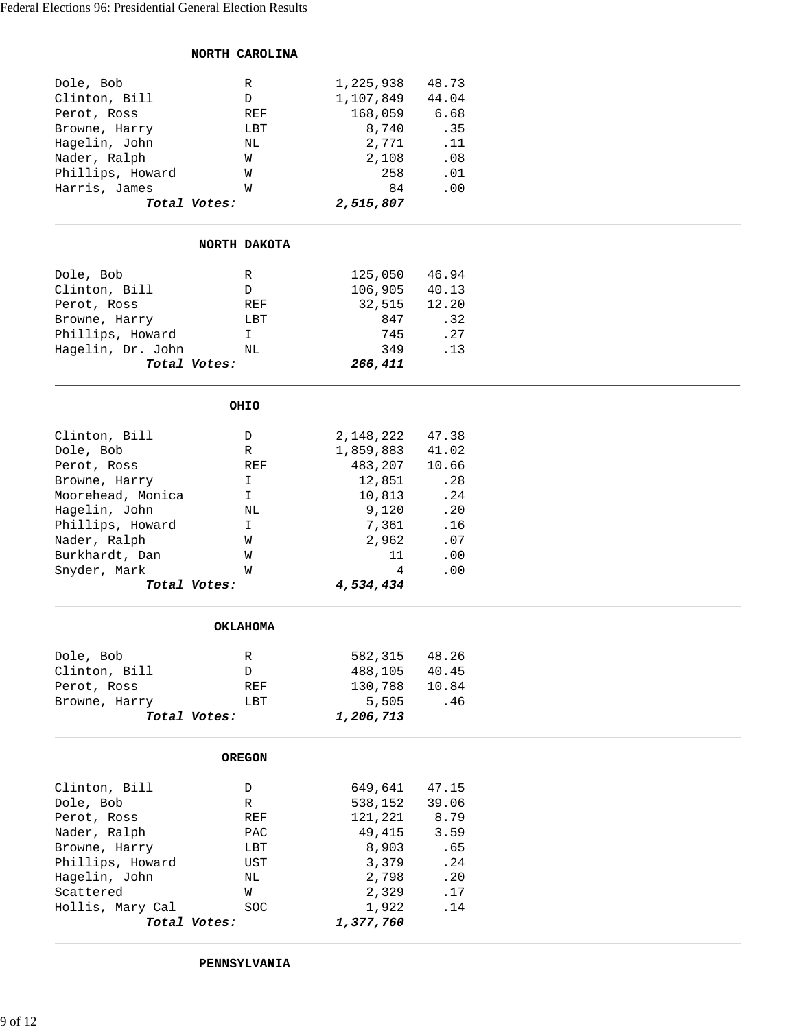## NORTH CAROLINA

| | | | |
|---|---|---|---|
| Dole, Bob | R | 1,225,938 | 48.73 |
| Clinton, Bill | D | 1,107,849 | 44.04 |
| Perot, Ross | REF | 168,059 | 6.68 |
| Browne, Harry | LBT | 8,740 | .35 |
| Hagelin, John | NL | 2,771 | .11 |
| Nader, Ralph | W | 2,108 | .08 |
| Phillips, Howard | W | 258 | .01 |
| Harris, James | W | 84 | .00 |
| ***Total Votes:*** | | ***2,515,807*** | |

## NORTH DAKOTA

| | | | |
|---|---|---|---|
| Dole, Bob | R | 125,050 | 46.94 |
| Clinton, Bill | D | 106,905 | 40.13 |
| Perot, Ross | REF | 32,515 | 12.20 |
| Browne, Harry | LBT | 847 | .32 |
| Phillips, Howard | I | 745 | .27 |
| Hagelin, Dr. John | NL | 349 | .13 |
| ***Total Votes:*** | | ***266,411*** | |

## OHIO

| | | | |
|---|---|---|---|
| Clinton, Bill | D | 2,148,222 | 47.38 |
| Dole, Bob | R | 1,859,883 | 41.02 |
| Perot, Ross | REF | 483,207 | 10.66 |
| Browne, Harry | I | 12,851 | .28 |
| Moorehead, Monica | I | 10,813 | .24 |
| Hagelin, John | NL | 9,120 | .20 |
| Phillips, Howard | I | 7,361 | .16 |
| Nader, Ralph | W | 2,962 | .07 |
| Burkhardt, Dan | W | 11 | .00 |
| Snyder, Mark | W | 4 | .00 |
| ***Total Votes:*** | | ***4,534,434*** | |

## OKLAHOMA

| | | | |
|---|---|---|---|
| Dole, Bob | R | 582,315 | 48.26 |
| Clinton, Bill | D | 488,105 | 40.45 |
| Perot, Ross | REF | 130,788 | 10.84 |
| Browne, Harry | LBT | 5,505 | .46 |
| ***Total Votes:*** | | ***1,206,713*** | |

## OREGON

| | | | |
|---|---|---|---|
| Clinton, Bill | D | 649,641 | 47.15 |
| Dole, Bob | R | 538,152 | 39.06 |
| Perot, Ross | REF | 121,221 | 8.79 |
| Nader, Ralph | PAC | 49,415 | 3.59 |
| Browne, Harry | LBT | 8,903 | .65 |
| Phillips, Howard | UST | 3,379 | .24 |
| Hagelin, John | NL | 2,798 | .20 |
| Scattered | W | 2,329 | .17 |
| Hollis, Mary Cal | SOC | 1,922 | .14 |
| ***Total Votes:*** | | ***1,377,760*** | |

## PENNSYLVANIA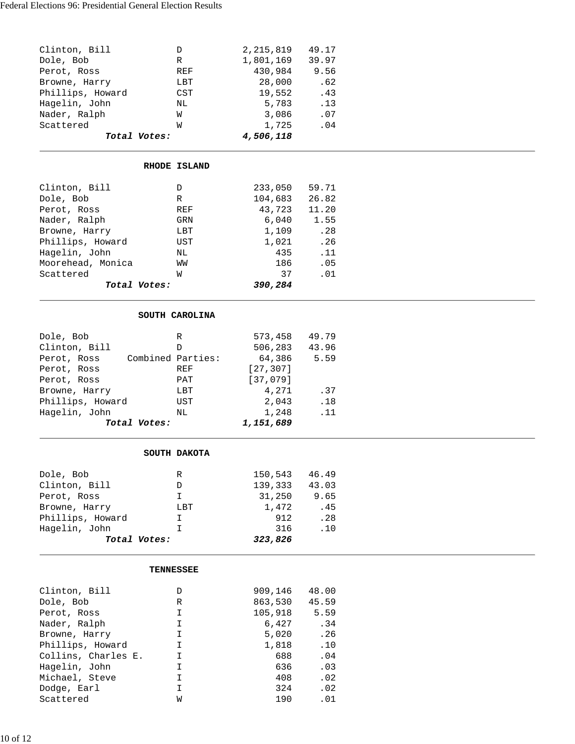| | | | |
|---|---|---|---|
| Clinton, Bill | D | 2,215,819 | 49.17 |
| Dole, Bob | R | 1,801,169 | 39.97 |
| Perot, Ross | REF | 430,984 | 9.56 |
| Browne, Harry | LBT | 28,000 | .62 |
| Phillips, Howard | CST | 19,552 | .43 |
| Hagelin, John | NL | 5,783 | .13 |
| Nader, Ralph | W | 3,086 | .07 |
| Scattered | W | 1,725 | .04 |
| ***Total Votes:*** | | ***4,506,118*** | |

## RHODE ISLAND

| | | | |
|---|---|---|---|
| Clinton, Bill | D | 233,050 | 59.71 |
| Dole, Bob | R | 104,683 | 26.82 |
| Perot, Ross | REF | 43,723 | 11.20 |
| Nader, Ralph | GRN | 6,040 | 1.55 |
| Browne, Harry | LBT | 1,109 | .28 |
| Phillips, Howard | UST | 1,021 | .26 |
| Hagelin, John | NL | 435 | .11 |
| Moorehead, Monica | WW | 186 | .05 |
| Scattered | W | 37 | .01 |
| ***Total Votes:*** | | ***390,284*** | |

## SOUTH CAROLINA

| | | | |
|---|---|---|---|
| Dole, Bob | R | 573,458 | 49.79 |
| Clinton, Bill | D | 506,283 | 43.96 |
| Perot, Ross | Combined Parties: | 64,386 | 5.59 |
| Perot, Ross | REF | [27,307] | |
| Perot, Ross | PAT | [37,079] | |
| Browne, Harry | LBT | 4,271 | .37 |
| Phillips, Howard | UST | 2,043 | .18 |
| Hagelin, John | NL | 1,248 | .11 |
| ***Total Votes:*** | | ***1,151,689*** | |

## SOUTH DAKOTA

| | | | |
|---|---|---|---|
| Dole, Bob | R | 150,543 | 46.49 |
| Clinton, Bill | D | 139,333 | 43.03 |
| Perot, Ross | I | 31,250 | 9.65 |
| Browne, Harry | LBT | 1,472 | .45 |
| Phillips, Howard | I | 912 | .28 |
| Hagelin, John | I | 316 | .10 |
| ***Total Votes:*** | | ***323,826*** | |

## TENNESSEE

| | | | |
|---|---|---|---|
| Clinton, Bill | D | 909,146 | 48.00 |
| Dole, Bob | R | 863,530 | 45.59 |
| Perot, Ross | I | 105,918 | 5.59 |
| Nader, Ralph | I | 6,427 | .34 |
| Browne, Harry | I | 5,020 | .26 |
| Phillips, Howard | I | 1,818 | .10 |
| Collins, Charles E. | I | 688 | .04 |
| Hagelin, John | I | 636 | .03 |
| Michael, Steve | I | 408 | .02 |
| Dodge, Earl | I | 324 | .02 |
| Scattered | W | 190 | .01 |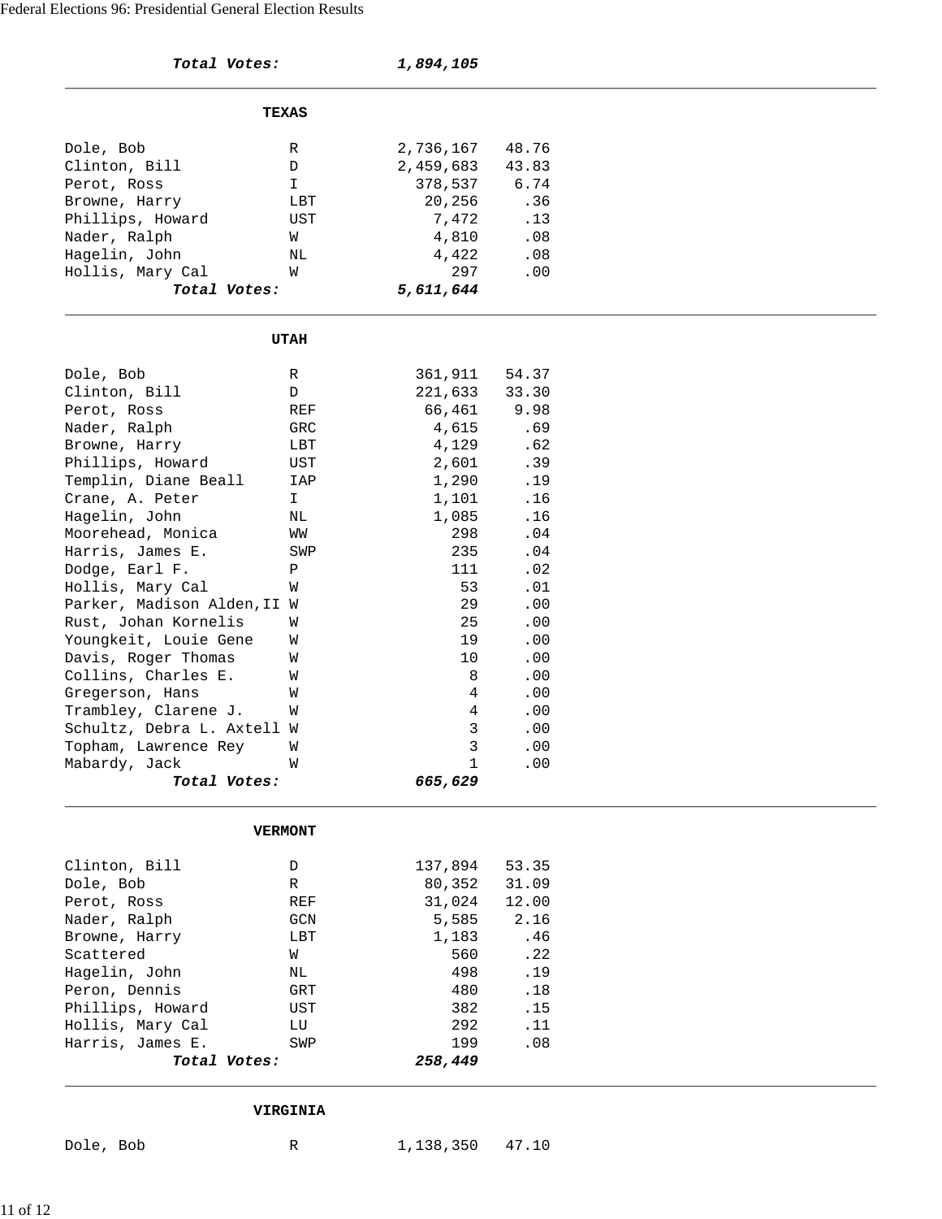***Total Votes:*** ***1,894,105***

---

### TEXAS

| | | | |
|---|---|---|---|
| Dole, Bob | R | 2,736,167 | 48.76 |
| Clinton, Bill | D | 2,459,683 | 43.83 |
| Perot, Ross | I | 378,537 | 6.74 |
| Browne, Harry | LBT | 20,256 | .36 |
| Phillips, Howard | UST | 7,472 | .13 |
| Nader, Ralph | W | 4,810 | .08 |
| Hagelin, John | NL | 4,422 | .08 |
| Hollis, Mary Cal | W | 297 | .00 |
| ***Total Votes:*** | | ***5,611,644*** | |

---

### UTAH

| | | | |
|---|---|---|---|
| Dole, Bob | R | 361,911 | 54.37 |
| Clinton, Bill | D | 221,633 | 33.30 |
| Perot, Ross | REF | 66,461 | 9.98 |
| Nader, Ralph | GRC | 4,615 | .69 |
| Browne, Harry | LBT | 4,129 | .62 |
| Phillips, Howard | UST | 2,601 | .39 |
| Templin, Diane Beall | IAP | 1,290 | .19 |
| Crane, A. Peter | I | 1,101 | .16 |
| Hagelin, John | NL | 1,085 | .16 |
| Moorehead, Monica | WW | 298 | .04 |
| Harris, James E. | SWP | 235 | .04 |
| Dodge, Earl F. | P | 111 | .02 |
| Hollis, Mary Cal | W | 53 | .01 |
| Parker, Madison Alden,II | W | 29 | .00 |
| Rust, Johan Kornelis | W | 25 | .00 |
| Youngkeit, Louie Gene | W | 19 | .00 |
| Davis, Roger Thomas | W | 10 | .00 |
| Collins, Charles E. | W | 8 | .00 |
| Gregerson, Hans | W | 4 | .00 |
| Trambley, Clarene J. | W | 4 | .00 |
| Schultz, Debra L. Axtell | W | 3 | .00 |
| Topham, Lawrence Rey | W | 3 | .00 |
| Mabardy, Jack | W | 1 | .00 |
| ***Total Votes:*** | | ***665,629*** | |

---

### VERMONT

| | | | |
|---|---|---|---|
| Clinton, Bill | D | 137,894 | 53.35 |
| Dole, Bob | R | 80,352 | 31.09 |
| Perot, Ross | REF | 31,024 | 12.00 |
| Nader, Ralph | GCN | 5,585 | 2.16 |
| Browne, Harry | LBT | 1,183 | .46 |
| Scattered | W | 560 | .22 |
| Hagelin, John | NL | 498 | .19 |
| Peron, Dennis | GRT | 480 | .18 |
| Phillips, Howard | UST | 382 | .15 |
| Hollis, Mary Cal | LU | 292 | .11 |
| Harris, James E. | SWP | 199 | .08 |
| ***Total Votes:*** | | ***258,449*** | |

---

### VIRGINIA

| | | | |
|---|---|---|---|
| Dole, Bob | R | 1,138,350 | 47.10 |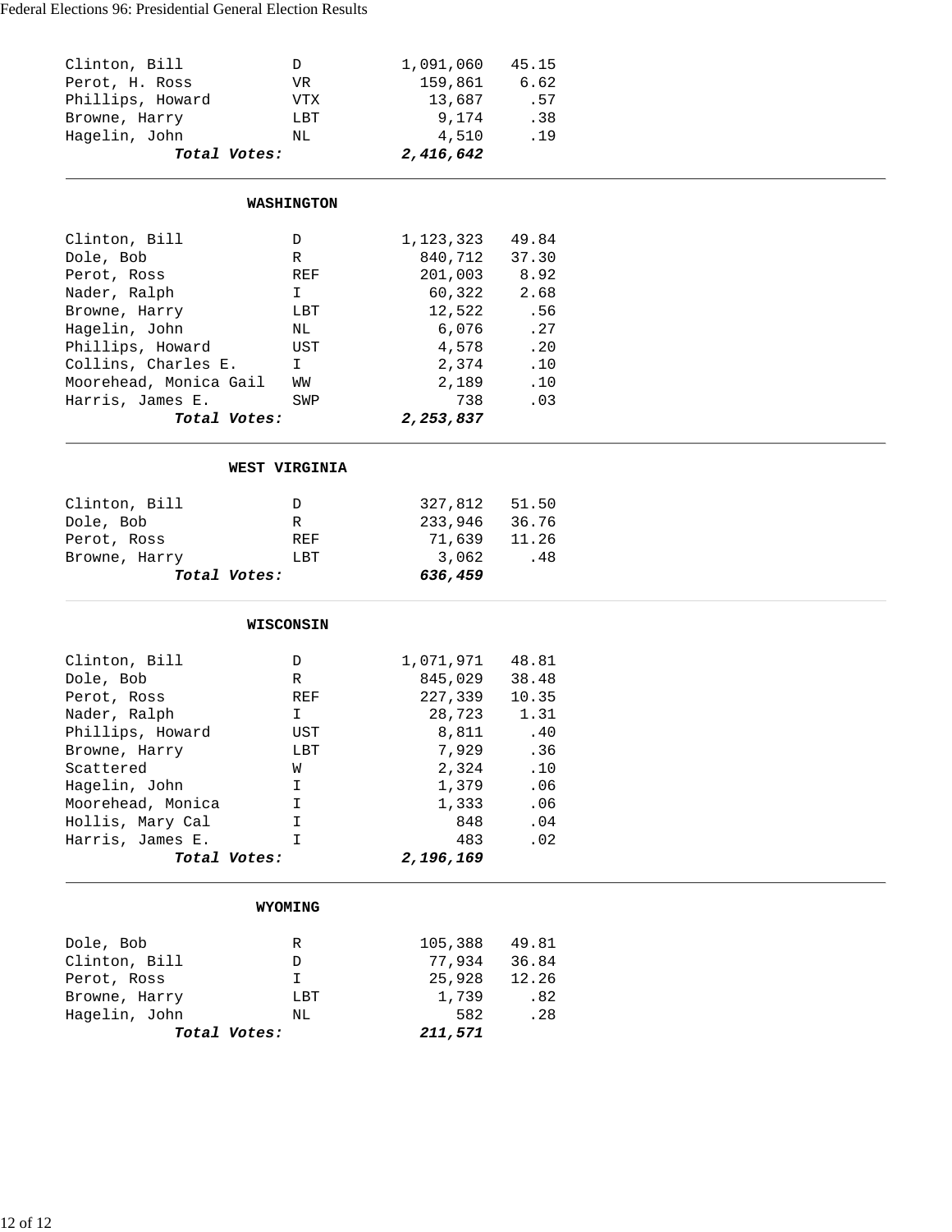| | | | |
|---|---|---|---|
| Clinton, Bill | D | 1,091,060 | 45.15 |
| Perot, H. Ross | VR | 159,861 | 6.62 |
| Phillips, Howard | VTX | 13,687 | .57 |
| Browne, Harry | LBT | 9,174 | .38 |
| Hagelin, John | NL | 4,510 | .19 |
| ***Total Votes:*** | | ***2,416,642*** | |

### WASHINGTON

| | | | |
|---|---|---|---|
| Clinton, Bill | D | 1,123,323 | 49.84 |
| Dole, Bob | R | 840,712 | 37.30 |
| Perot, Ross | REF | 201,003 | 8.92 |
| Nader, Ralph | I | 60,322 | 2.68 |
| Browne, Harry | LBT | 12,522 | .56 |
| Hagelin, John | NL | 6,076 | .27 |
| Phillips, Howard | UST | 4,578 | .20 |
| Collins, Charles E. | I | 2,374 | .10 |
| Moorehead, Monica Gail | WW | 2,189 | .10 |
| Harris, James E. | SWP | 738 | .03 |
| ***Total Votes:*** | | ***2,253,837*** | |

### WEST VIRGINIA

| | | | |
|---|---|---|---|
| Clinton, Bill | D | 327,812 | 51.50 |
| Dole, Bob | R | 233,946 | 36.76 |
| Perot, Ross | REF | 71,639 | 11.26 |
| Browne, Harry | LBT | 3,062 | .48 |
| ***Total Votes:*** | | ***636,459*** | |

### WISCONSIN

| | | | |
|---|---|---|---|
| Clinton, Bill | D | 1,071,971 | 48.81 |
| Dole, Bob | R | 845,029 | 38.48 |
| Perot, Ross | REF | 227,339 | 10.35 |
| Nader, Ralph | I | 28,723 | 1.31 |
| Phillips, Howard | UST | 8,811 | .40 |
| Browne, Harry | LBT | 7,929 | .36 |
| Scattered | W | 2,324 | .10 |
| Hagelin, John | I | 1,379 | .06 |
| Moorehead, Monica | I | 1,333 | .06 |
| Hollis, Mary Cal | I | 848 | .04 |
| Harris, James E. | I | 483 | .02 |
| ***Total Votes:*** | | ***2,196,169*** | |

### WYOMING

| | | | |
|---|---|---|---|
| Dole, Bob | R | 105,388 | 49.81 |
| Clinton, Bill | D | 77,934 | 36.84 |
| Perot, Ross | I | 25,928 | 12.26 |
| Browne, Harry | LBT | 1,739 | .82 |
| Hagelin, John | NL | 582 | .28 |
| ***Total Votes:*** | | ***211,571*** | |